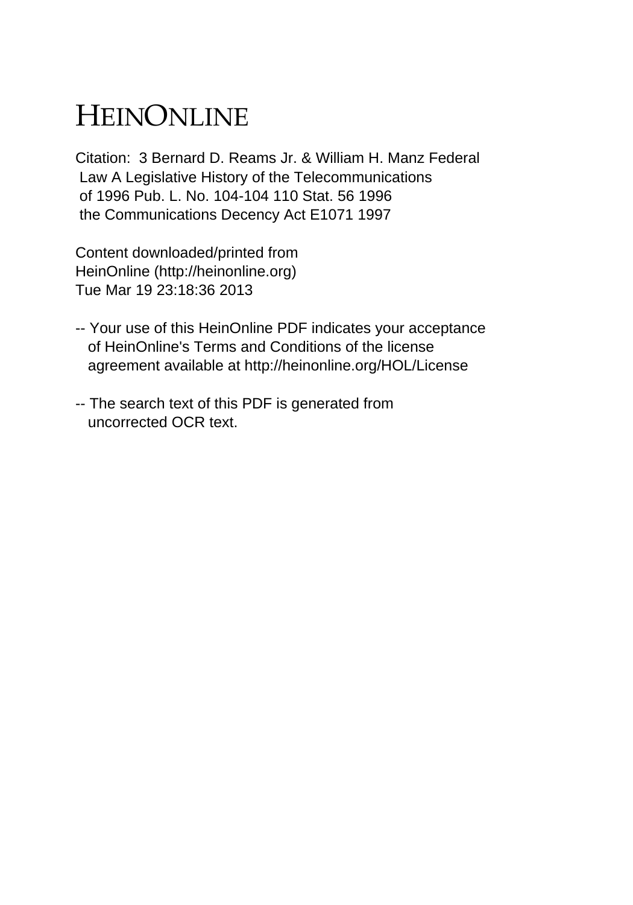# HEINONLINE

Citation: 3 Bernard D. Reams Jr. & William H. Manz Federal Law A Legislative History of the Telecommunications of 1996 Pub. L. No. 104-104 110 Stat. 56 1996 the Communications Decency Act E1071 1997

Content downloaded/printed from HeinOnline (http://heinonline.org)
Tue Mar 19 23:18:36 2013

-- Your use of this HeinOnline PDF indicates your acceptance of HeinOnline's Terms and Conditions of the license agreement available at http://heinonline.org/HOL/License

-- The search text of this PDF is generated from uncorrected OCR text.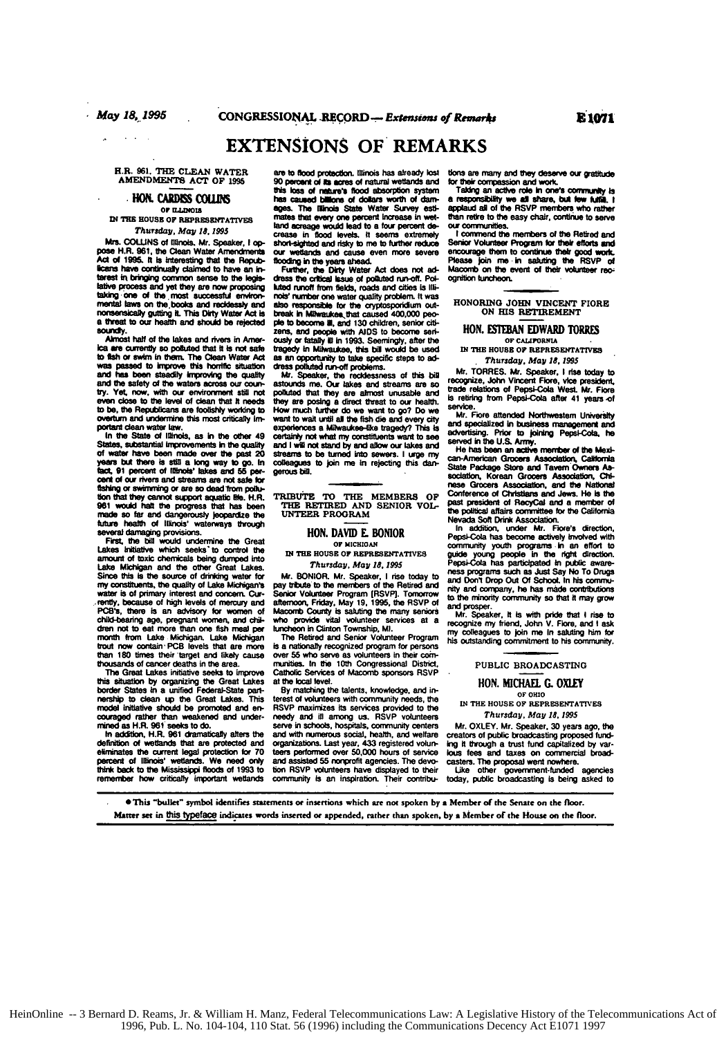# EXTENSIONS OF REMARKS

## H.R. 961, THE CLEAN WATER AMENDMENTS ACT OF 1995

### HON. CARDISS COLLINS

OF ILLINOIS

IN THE HOUSE OF REPRESENTATIVES

*Thursday, May 18, 1995*

Mrs. COLLINS of Illinois. Mr. Speaker, I oppose H.R. 961, the Clean Water Amendments Act of 1995. It is interesting that the Republicans have continually claimed to have an interest in bringing common sense to the legislative process and yet they are now proposing taking one of the most successful environmental laws on the books and recklessly and nonsensically gutting it. This Dirty Water Act is a threat to our health and should be rejected soundly.

Almost half of the lakes and rivers in America are currently so polluted that it is not safe to fish or swim in them. The Clean Water Act was passed to improve this horrific situation and has been steadily improving the quality and the safety of the waters across our country. Yet, now, with our environment still not even close to the level of clean that it needs to be, the Republicans are foolishly working to overturn and undermine this most critically important clean water law.

In the State of Illinois, as in the other 49 States, substantial improvements in the quality of water have been made over the past 20 years but there is still a long way to go. In fact, 91 percent of Illinois' lakes and 55 percent of our rivers and streams are not safe for fishing or swimming or are so dead from pollution that they cannot support aquatic life. H.R. 961 would halt the progress that has been made so far and dangerously jeopardize the future health of Illinois' waterways through several damaging provisions.

First, the bill would undermine the Great Lakes initiative which seeks to control the amount of toxic chemicals being dumped into Lake Michigan and the other Great Lakes. Since this is the source of drinking water for my constituents, the quality of Lake Michigan's water is of primary interest and concern. Currently, because of high levels of mercury and PCB's, there is an advisory for women of child-bearing age, pregnant women, and children not to eat more than one fish meal per month from Lake Michigan. Lake Michigan trout now contain PCB levels that are more than 180 times their target and likely cause thousands of cancer deaths in the area.

The Great Lakes initiative seeks to improve this situation by organizing the Great Lakes border States in a unified Federal-State partnership to clean up the Great Lakes. This model initiative should be promoted and encouraged rather than weakened and undermined as H.R. 961 seeks to do.

In addition, H.R. 961 dramatically alters the definition of wetlands that are protected and eliminates the current legal protection for 70 percent of Illinois' wetlands. We need only think back to the Mississippi floods of 1993 to remember how critically important wetlands are to flood protection. Illinois has already lost 90 percent of its acres of natural wetlands and this loss of nature's flood absorption system has caused billions of dollars worth of damages. The Illinois State Water Survey estimates that every one percent increase in wetland acreage would lead to a four percent decrease in flood levels. It seems extremely short-sighted and risky to me to further reduce our wetlands and cause even more severe flooding in the years ahead.

Further, the Dirty Water Act does not address the critical issue of polluted run-off. Polluted runoff from fields, roads and cities is Illinois' number one water quality problem. It was also responsible for the cryptosporidium outbreak in Milwaukee that caused 400,000 people to become ill, and 130 children, senior citizens, and people with AIDS to become seriously or fatally ill in 1993. Seemingly, after the tragedy in Milwaukee, this bill would be used as an opportunity to take specific steps to address polluted run-off problems.

Mr. Speaker, the recklessness of this bill astounds me. Our lakes and streams are so polluted that they are almost unusable and they are posing a direct threat to our health. How much further do we want to go? Do we want to wait until all the fish die and every city experiences a Milwaukee-like tragedy? This is certainly not what my constituents want to see and I will not stand by and allow our lakes and streams to be turned into sewers. I urge my colleagues to join me in rejecting this dangerous bill.

## TRIBUTE TO THE MEMBERS OF THE RETIRED AND SENIOR VOLUNTEER PROGRAM

### HON. DAVID E. BONIOR

OF MICHIGAN

IN THE HOUSE OF REPRESENTATIVES

*Thursday, May 18, 1995*

Mr. BONIOR. Mr. Speaker, I rise today to pay tribute to the members of the Retired and Senior Volunteer Program [RSVP]. Tomorrow afternoon, Friday, May 19, 1995, the RSVP of Macomb County is saluting the many seniors who provide vital volunteer services at a luncheon in Clinton Township, MI.

The Retired and Senior Volunteer Program is a nationally recognized program for persons over 55 who serve as volunteers in their communities. In the 10th Congressional District, Catholic Services of Macomb sponsors RSVP at the local level.

By matching the talents, knowledge, and interest of volunteers with community needs, the RSVP maximizes its services provided to the needy and ill among us. RSVP volunteers serve in schools, hospitals, community centers and with numerous social, health, and welfare organizations. Last year, 433 registered volunteers performed over 50,000 hours of service and assisted 55 nonprofit agencies. The devotion RSVP volunteers have displayed to their community is an inspiration. Their contributions are many and they deserve our gratitude for their compassion and work.

Taking an active role in one's community is a responsibility we all share, but few fulfill. I applaud all of the RSVP members who rather than retire to the easy chair, continue to serve our communities.

I commend the members of the Retired and Senior Volunteer Program for their efforts and encourage them to continue their good work. Please join me in saluting the RSVP of Macomb on the event of their volunteer recognition luncheon.

## HONORING JOHN VINCENT FIORE ON HIS RETIREMENT

### HON. ESTEBAN EDWARD TORRES

OF CALIFORNIA

IN THE HOUSE OF REPRESENTATIVES

*Thursday, May 18, 1995*

Mr. TORRES. Mr. Speaker, I rise today to recognize, John Vincent Fiore, vice president, trade relations of Pepsi-Cola West. Mr. Fiore is retiring from Pepsi-Cola after 41 years of service.

Mr. Fiore attended Northwestern University and specialized in business management and advertising. Prior to joining Pepsi-Cola, he served in the U.S. Army.

He has been an active member of the Mexican-American Grocers Association, California State Package Store and Tavern Owners Association, Korean Grocers Association, Chinese Grocers Association, and the National Conference of Christians and Jews. He is the past president of RecyCal and a member of the political affairs committee for the California Nevada Soft Drink Association.

In addition, under Mr. Fiore's direction, Pepsi-Cola has become actively involved with community youth programs in an effort to guide young people in the right direction. Pepsi-Cola has participated in public awareness programs such as Just Say No To Drugs and Don't Drop Out Of School. In his community and company, he has made contributions to the minority community so that it may grow and prosper.

Mr. Speaker, it is with pride that I rise to recognize my friend, John V. Fiore, and I ask my colleagues to join me in saluting him for his outstanding commitment to his community.

## PUBLIC BROADCASTING

### HON. MICHAEL G. OXLEY

OF OHIO

IN THE HOUSE OF REPRESENTATIVES

*Thursday, May 18, 1995*

Mr. OXLEY. Mr. Speaker, 30 years ago, the creators of public broadcasting proposed funding it through a trust fund capitalized by various fees and taxes on commercial broadcasters. The proposal went nowhere.

Like other government-funded agencies today, public broadcasting is being asked to

• This "bullet" symbol identifies statements or insertions which are not spoken by a Member of the Senate on the floor.

Matter set in this typeface indicates words inserted or appended, rather than spoken, by a Member of the House on the floor.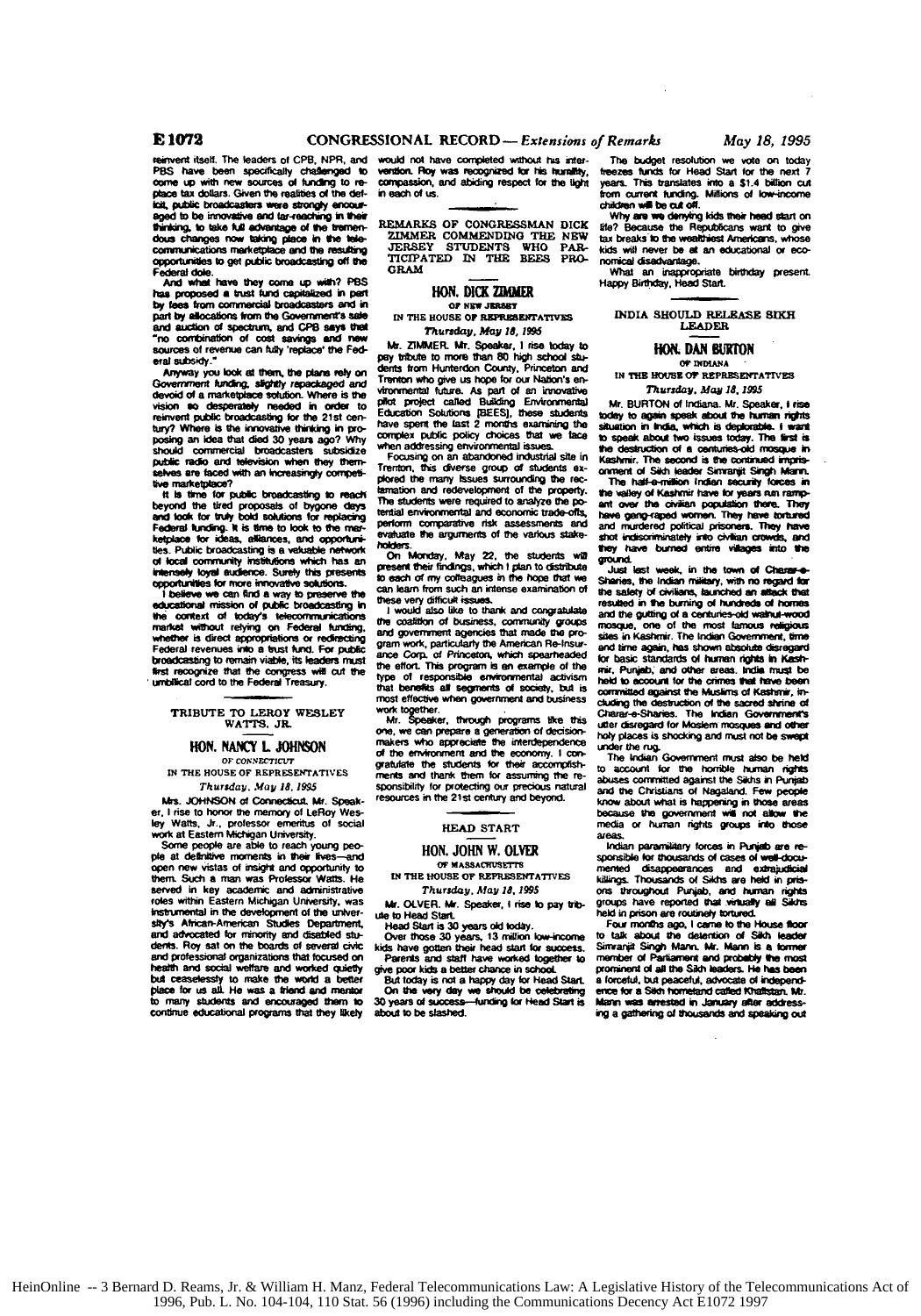reinvent itself. The leaders of CPB, NPR, and PBS have been specifically challenged to come up with new sources of funding to replace tax dollars. Given the realities of the deficit, public broadcasters were strongly encouraged to be innovative and far-reaching in their thinking, to take full advantage of the tremendous changes now taking place in the telecommunications marketplace and the resulting opportunities to get public broadcasting off the Federal dole.

And what have they come up with? PBS has proposed a trust fund capitalized in part by fees from commercial broadcasters and in part by allocations from the Government's sale and auction of spectrum, and CPB says that "no combination of cost savings and new sources of revenue can fully 'replace' the Federal subsidy."

Anyway you look at them, the plans rely on Government funding, slightly repackaged and devoid of a marketplace solution. Where is the vision so desperately needed in order to reinvent public broadcasting for the 21st century? Where is the innovative thinking in proposing an idea that died 30 years ago? Why should commercial broadcasters subsidize public radio and television when they themselves are faced with an increasingly competitive marketplace?

It is time for public broadcasting to reach beyond the tired proposals of bygone days and look for truly bold solutions for replacing Federal funding. It is time to look to the marketplace for ideas, alliances, and opportunities. Public broadcasting is a valuable network of local community institutions which has an intensely loyal audience. Surely this presents opportunities for more innovative solutions.

I believe we can find a way to preserve the educational mission of public broadcasting in the context of today's telecommunications market without relying on Federal funding, whether is direct appropriations or redirecting Federal revenues into a trust fund. For public broadcasting to remain viable, its leaders must first recognize that the congress will cut the umbilical cord to the Federal Treasury.

## TRIBUTE TO LEROY WESLEY WATTS, JR.

### HON. NANCY L. JOHNSON

OF CONNECTICUT

IN THE HOUSE OF REPRESENTATIVES

*Thursday, May 18, 1995*

Mrs. JOHNSON of Connecticut. Mr. Speaker, I rise to honor the memory of LeRoy Wesley Watts, Jr., professor emeritus of social work at Eastern Michigan University.

Some people are able to reach young people at definitive moments in their lives—and open new vistas of insight and opportunity to them. Such a man was Professor Watts. He served in key academic and administrative roles within Eastern Michigan University, was instrumental in the development of the university's African-American Studies Department, and advocated for minority and disabled students. Roy sat on the boards of several civic and professional organizations that focused on health and social welfare and worked quietly but ceaselessly to make the world a better place for us all. He was a friend and mentor to many students and encouraged them to continue educational programs that they likely would not have completed without his intervention. Roy was recognized for his humility, compassion, and abiding respect for the light in each of us.

## REMARKS OF CONGRESSMAN DICK ZIMMER COMMENDING THE NEW JERSEY STUDENTS WHO PARTICIPATED IN THE BEES PROGRAM

### HON. DICK ZIMMER

OF NEW JERSEY

IN THE HOUSE OF REPRESENTATIVES

*Thursday, May 18, 1995*

Mr. ZIMMER. Mr. Speaker, I rise today to pay tribute to more than 80 high school students from Hunterdon County, Princeton and Trenton who give us hope for our Nation's environmental future. As part of an innovative pilot project called Building Environmental Education Solutions [BEES], these students have spent the last 2 months examining the complex public policy choices that we face when addressing environmental issues.

Focusing on an abandoned industrial site in Trenton, this diverse group of students explored the many issues surrounding the reclamation and redevelopment of the property. The students were required to analyze the potential environmental and economic trade-offs, perform comparative risk assessments and evaluate the arguments of the various stakeholders.

On Monday, May 22, the students will present their findings, which I plan to distribute to each of my colleagues in the hope that we can learn from such an intense examination of these very difficult issues.

I would also like to thank and congratulate the coalition of business, community groups and government agencies that made the program work, particularly the American Re-Insurance Corp. of Princeton, which spearheaded the effort. This program is an example of the type of responsible environmental activism that benefits all segments of society, but is most effective when government and business work together.

Mr. Speaker, through programs like this one, we can prepare a generation of decisionmakers who appreciate the interdependence of the environment and the economy. I congratulate the students for their accomplishments and thank them for assuming the responsibility for protecting our precious natural resources in the 21st century and beyond.

## HEAD START

### HON. JOHN W. OLVER

OF MASSACHUSETTS

IN THE HOUSE OF REPRESENTATIVES

*Thursday, May 18, 1995*

Mr. OLVER. Mr. Speaker, I rise to pay tribute to Head Start.

Head Start is 30 years old today.

Over those 30 years, 13 million low-income kids have gotten their head start for success.

Parents and staff have worked together to give poor kids a better chance in school.

But today is not a happy day for Head Start.

On the very day we should be celebrating 30 years of success—funding for Head Start is about to be slashed.

The budget resolution we vote on today freezes funds for Head Start for the next 7 years. This translates into a $1.4 billion cut from current funding. Millions of low-income children will be cut off.

Why are we denying kids their head start on life? Because the Republicans want to give tax breaks to the wealthiest Americans, whose kids will never be at an educational or economical disadvantage.

What an inappropriate birthday present. Happy Birthday, Head Start.

## INDIA SHOULD RELEASE SIKH LEADER

### HON. DAN BURTON

OF INDIANA

IN THE HOUSE OF REPRESENTATIVES

*Thursday, May 18, 1995*

Mr. BURTON of Indiana. Mr. Speaker, I rise today to again speak about the human rights situation in India, which is deplorable. I want to speak about two issues today. The first is the destruction of a centuries-old mosque in Kashmir. The second is the continued imprisonment of Sikh leader Simranjit Singh Mann.

The half-a-million Indian security forces in the valley of Kashmir have for years run rampant over the civilian population there. They have gang-raped women. They have tortured and murdered political prisoners. They have shot indiscriminately into civilian crowds, and they have burned entire villages into the ground.

Just last week, in the town of Charar-e-Sharies, the Indian military, with no regard for the safety of civilians, launched an attack that resulted in the burning of hundreds of homes and the gutting of a centuries-old walnut-wood mosque, one of the most famous religious sites in Kashmir. The Indian Government, time and time again, has shown absolute disregard for basic standards of human rights in Kashmir, Punjab, and other areas. India must be held to account for the crimes that have been committed against the Muslims of Kashmir, including the destruction of the sacred shrine of Charar-e-Sharies. The Indian Government's utter disregard for Moslem mosques and other holy places is shocking and must not be swept under the rug.

The Indian Government must also be held to account for the horrible human rights abuses committed against the Sikhs in Punjab and the Christians of Nagaland. Few people know about what is happening in those areas because the government will not allow the media or human rights groups into those areas.

Indian paramilitary forces in Punjab are responsible for thousands of cases of well-documented disappearances and extrajudicial killings. Thousands of Sikhs are held in prisons throughout Punjab, and human rights groups have reported that virtually all Sikhs held in prison are routinely tortured.

Four months ago, I came to the House floor to talk about the detention of Sikh leader Simranjit Singh Mann. Mr. Mann is a former member of Parliament and probably the most prominent of all the Sikh leaders. He has been a forceful, but peaceful, advocate of independence for a Sikh homeland called Khalistan. Mr. Mann was arrested in January after addressing a gathering of thousands and speaking out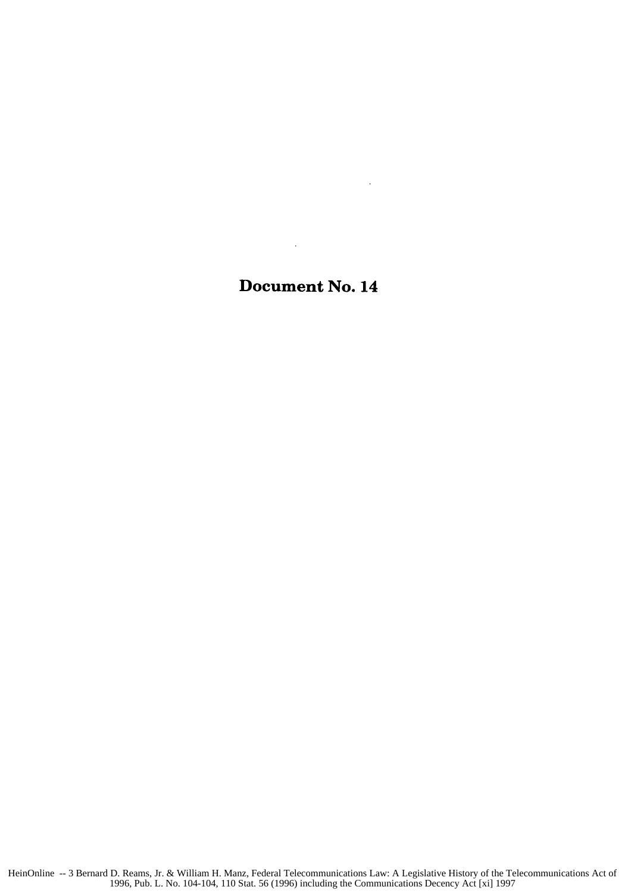# Document No. 14